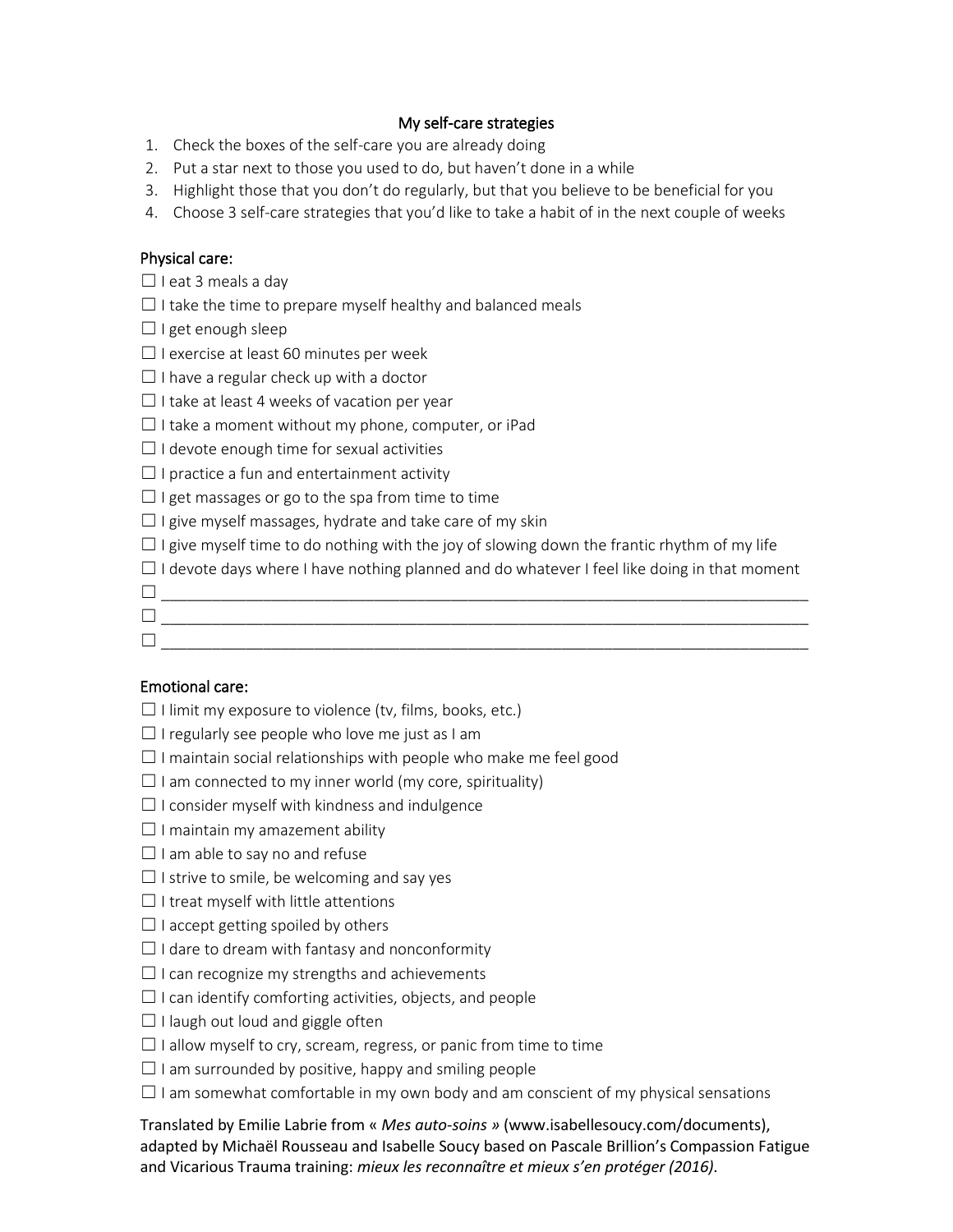## My self-care strategies

1. Check the boxes of the self-care you are already doing
2. Put a star next to those you used to do, but haven't done in a while
3. Highlight those that you don't do regularly, but that you believe to be beneficial for you
4. Choose 3 self-care strategies that you'd like to take a habit of in the next couple of weeks

### Physical care:

☐ I eat 3 meals a day
☐ I take the time to prepare myself healthy and balanced meals
☐ I get enough sleep
☐ I exercise at least 60 minutes per week
☐ I have a regular check up with a doctor
☐ I take at least 4 weeks of vacation per year
☐ I take a moment without my phone, computer, or iPad
☐ I devote enough time for sexual activities
☐ I practice a fun and entertainment activity
☐ I get massages or go to the spa from time to time
☐ I give myself massages, hydrate and take care of my skin
☐ I give myself time to do nothing with the joy of slowing down the frantic rhythm of my life
☐ I devote days where I have nothing planned and do whatever I feel like doing in that moment
☐ ____________________________________________________________________________
☐ ____________________________________________________________________________
☐ ____________________________________________________________________________

### Emotional care:

☐ I limit my exposure to violence (tv, films, books, etc.)
☐ I regularly see people who love me just as I am
☐ I maintain social relationships with people who make me feel good
☐ I am connected to my inner world (my core, spirituality)
☐ I consider myself with kindness and indulgence
☐ I maintain my amazement ability
☐ I am able to say no and refuse
☐ I strive to smile, be welcoming and say yes
☐ I treat myself with little attentions
☐ I accept getting spoiled by others
☐ I dare to dream with fantasy and nonconformity
☐ I can recognize my strengths and achievements
☐ I can identify comforting activities, objects, and people
☐ I laugh out loud and giggle often
☐ I allow myself to cry, scream, regress, or panic from time to time
☐ I am surrounded by positive, happy and smiling people
☐ I am somewhat comfortable in my own body and am conscient of my physical sensations

Translated by Emilie Labrie from « *Mes auto-soins »* (www.isabellesoucy.com/documents), adapted by Michaël Rousseau and Isabelle Soucy based on Pascale Brillion's Compassion Fatigue and Vicarious Trauma training: *mieux les reconnaître et mieux s'en protéger (2016).*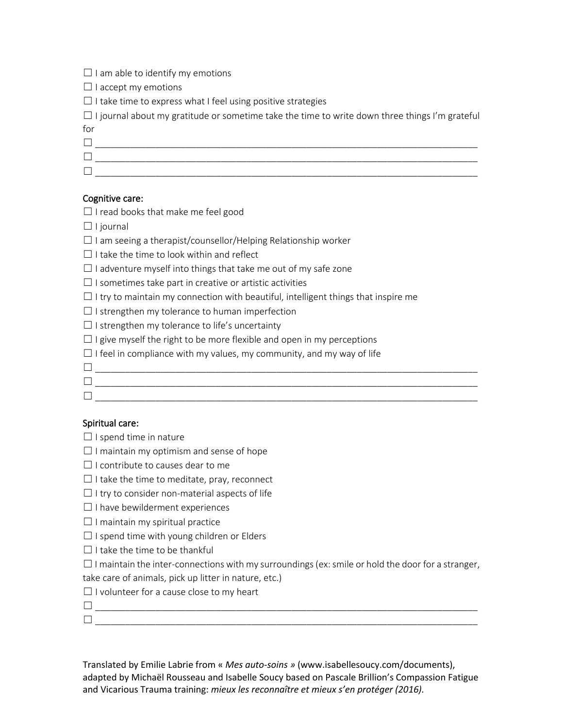☐ I am able to identify my emotions

☐ I accept my emotions

☐ I take time to express what I feel using positive strategies

☐ I journal about my gratitude or sometime take the time to write down three things I'm grateful for

☐ ___________________________________________________________________________

☐ ___________________________________________________________________________

☐ ___________________________________________________________________________

Cognitive care:

☐ I read books that make me feel good

☐ I journal

☐ I am seeing a therapist/counsellor/Helping Relationship worker

☐ I take the time to look within and reflect

☐ I adventure myself into things that take me out of my safe zone

☐ I sometimes take part in creative or artistic activities

☐ I try to maintain my connection with beautiful, intelligent things that inspire me

☐ I strengthen my tolerance to human imperfection

☐ I strengthen my tolerance to life's uncertainty

☐ I give myself the right to be more flexible and open in my perceptions

☐ I feel in compliance with my values, my community, and my way of life

☐ ___________________________________________________________________________

☐ ___________________________________________________________________________

☐ ___________________________________________________________________________

Spiritual care:

☐ I spend time in nature

☐ I maintain my optimism and sense of hope

☐ I contribute to causes dear to me

☐ I take the time to meditate, pray, reconnect

☐ I try to consider non-material aspects of life

☐ I have bewilderment experiences

☐ I maintain my spiritual practice

☐ I spend time with young children or Elders

☐ I take the time to be thankful

☐ I maintain the inter-connections with my surroundings (ex: smile or hold the door for a stranger, take care of animals, pick up litter in nature, etc.)

☐ I volunteer for a cause close to my heart

☐ ___________________________________________________________________________

☐ ___________________________________________________________________________

Translated by Emilie Labrie from « *Mes auto-soins »* (www.isabellesoucy.com/documents), adapted by Michaël Rousseau and Isabelle Soucy based on Pascale Brillion's Compassion Fatigue and Vicarious Trauma training: *mieux les reconnaître et mieux s'en protéger (2016).*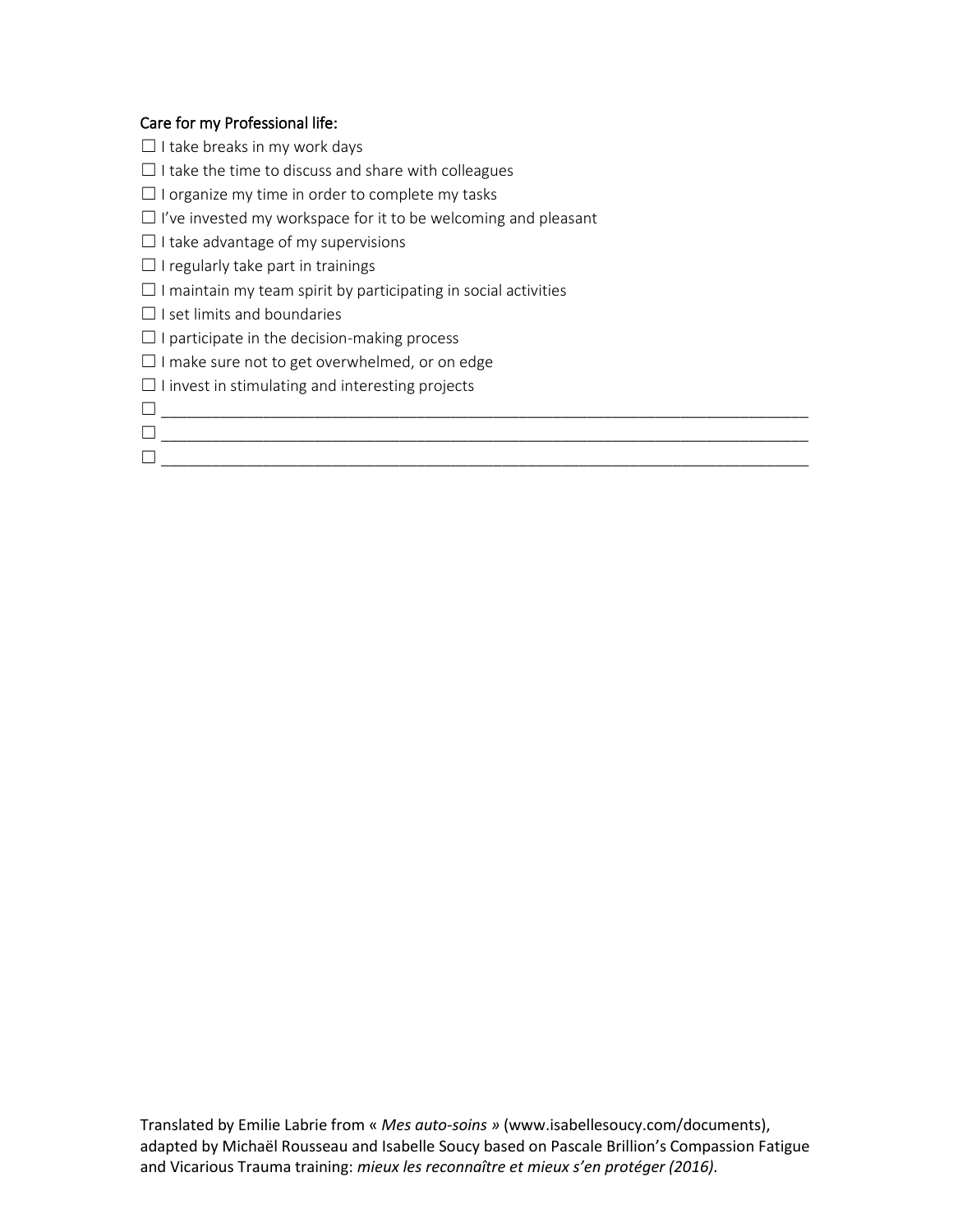Care for my Professional life:

☐ I take breaks in my work days

☐ I take the time to discuss and share with colleagues

☐ I organize my time in order to complete my tasks

☐ I've invested my workspace for it to be welcoming and pleasant

☐ I take advantage of my supervisions

☐ I regularly take part in trainings

☐ I maintain my team spirit by participating in social activities

☐ I set limits and boundaries

☐ I participate in the decision-making process

☐ I make sure not to get overwhelmed, or on edge

☐ I invest in stimulating and interesting projects

☐ ___________________________________________________________________________

☐ ___________________________________________________________________________

☐ ___________________________________________________________________________

Translated by Emilie Labrie from « *Mes auto-soins »* (www.isabellesoucy.com/documents), adapted by Michaël Rousseau and Isabelle Soucy based on Pascale Brillion's Compassion Fatigue and Vicarious Trauma training: *mieux les reconnaître et mieux s'en protéger (2016).*